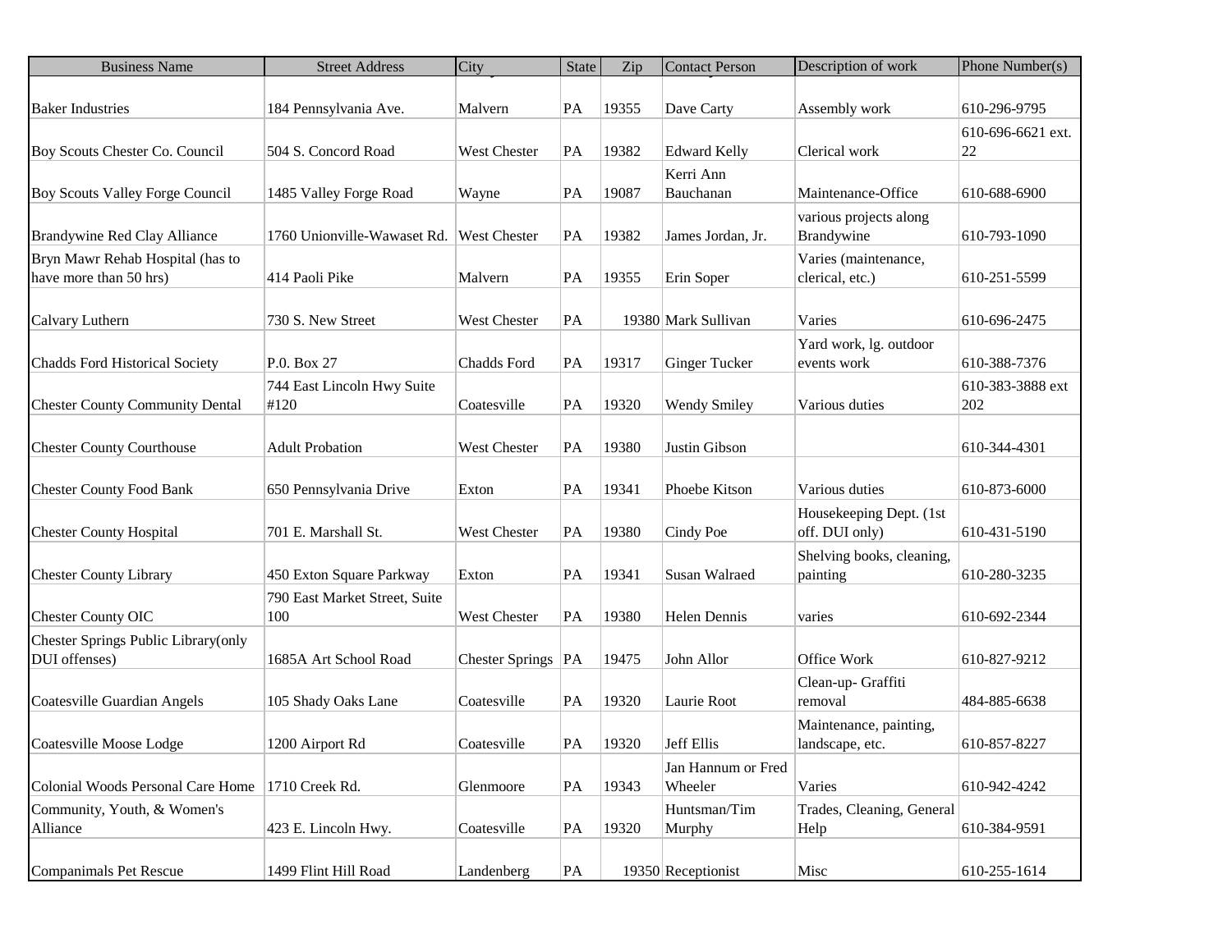| Business Name | Street Address | City | State | Zip | Contact Person | Description of work | Phone Number(s) |
|---|---|---|---|---|---|---|---|
| Baker Industries | 184 Pennsylvania Ave. | Malvern | PA | 19355 | Dave Carty | Assembly work | 610-296-9795 |
| Boy Scouts Chester Co. Council | 504 S. Concord Road | West Chester | PA | 19382 | Edward Kelly | Clerical work | 610-696-6621 ext. 22 |
| Boy Scouts Valley Forge Council | 1485 Valley Forge Road | Wayne | PA | 19087 | Kerri Ann Bauchanan | Maintenance-Office | 610-688-6900 |
| Brandywine Red Clay Alliance | 1760 Unionville-Wawaset Rd. | West Chester | PA | 19382 | James Jordan, Jr. | various projects along Brandywine | 610-793-1090 |
| Bryn Mawr Rehab Hospital (has to have more than 50 hrs) | 414 Paoli Pike | Malvern | PA | 19355 | Erin Soper | Varies (maintenance, clerical, etc.) | 610-251-5599 |
| Calvary Luthern | 730 S. New Street | West Chester | PA | 19380 | Mark Sullivan | Varies | 610-696-2475 |
| Chadds Ford Historical Society | P.0. Box 27 | Chadds Ford | PA | 19317 | Ginger Tucker | Yard work, lg. outdoor events work | 610-388-7376 |
| Chester County Community Dental | 744 East Lincoln Hwy Suite #120 | Coatesville | PA | 19320 | Wendy Smiley | Various duties | 610-383-3888 ext 202 |
| Chester County Courthouse | Adult Probation | West Chester | PA | 19380 | Justin Gibson | | 610-344-4301 |
| Chester County Food Bank | 650 Pennsylvania Drive | Exton | PA | 19341 | Phoebe Kitson | Various duties | 610-873-6000 |
| Chester County Hospital | 701 E. Marshall St. | West Chester | PA | 19380 | Cindy Poe | Housekeeping Dept. (1st off. DUI only) | 610-431-5190 |
| Chester County Library | 450 Exton Square Parkway | Exton | PA | 19341 | Susan Walraed | Shelving books, cleaning, painting | 610-280-3235 |
| Chester County OIC | 790 East Market Street, Suite 100 | West Chester | PA | 19380 | Helen Dennis | varies | 610-692-2344 |
| Chester Springs Public Library(only DUI offenses) | 1685A Art School Road | Chester Springs | PA | 19475 | John Allor | Office Work | 610-827-9212 |
| Coatesville Guardian Angels | 105 Shady Oaks Lane | Coatesville | PA | 19320 | Laurie Root | Clean-up- Graffiti removal | 484-885-6638 |
| Coatesville Moose Lodge | 1200 Airport Rd | Coatesville | PA | 19320 | Jeff Ellis | Maintenance, painting, landscape, etc. | 610-857-8227 |
| Colonial Woods Personal Care Home | 1710 Creek Rd. | Glenmoore | PA | 19343 | Jan Hannum or Fred Wheeler | Varies | 610-942-4242 |
| Community, Youth, & Women's Alliance | 423 E. Lincoln Hwy. | Coatesville | PA | 19320 | Huntsman/Tim Murphy | Trades, Cleaning, General Help | 610-384-9591 |
| Companimals Pet Rescue | 1499 Flint Hill Road | Landenberg | PA | 19350 | Receptionist | Misc | 610-255-1614 |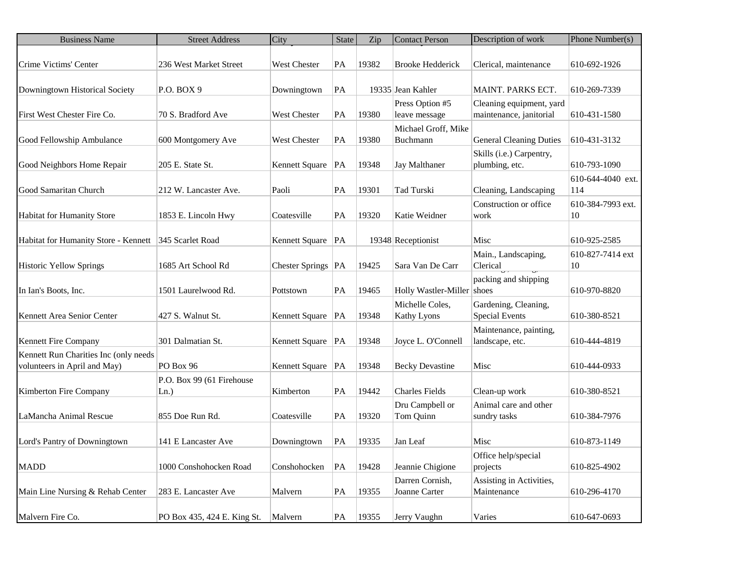| Business Name | Street Address | City | State | Zip | Contact Person | Description of work | Phone Number(s) |
|---|---|---|---|---|---|---|---|
| Crime Victims' Center | 236 West Market Street | West Chester | PA | 19382 | Brooke Hedderick | Clerical, maintenance | 610-692-1926 |
| Downingtown Historical Society | P.O. BOX 9 | Downingtown | PA | 19335 | Jean Kahler | MAINT. PARKS ECT. | 610-269-7339 |
| First West Chester Fire Co. | 70 S. Bradford Ave | West Chester | PA | 19380 | Press Option #5 leave message | Cleaning equipment, yard maintenance, janitorial | 610-431-1580 |
| Good Fellowship Ambulance | 600 Montgomery Ave | West Chester | PA | 19380 | Michael Groff, Mike Buchmann | General Cleaning Duties | 610-431-3132 |
| Good Neighbors Home Repair | 205 E. State St. | Kennett Square | PA | 19348 | Jay Malthaner | Skills (i.e.) Carpentry, plumbing, etc. | 610-793-1090 |
| Good Samaritan Church | 212 W. Lancaster Ave. | Paoli | PA | 19301 | Tad Turski | Cleaning, Landscaping | 610-644-4040 ext. 114 |
| Habitat for Humanity Store | 1853 E. Lincoln Hwy | Coatesville | PA | 19320 | Katie Weidner | Construction or office work | 610-384-7993 ext. 10 |
| Habitat for Humanity Store - Kennett | 345 Scarlet Road | Kennett Square | PA | 19348 | Receptionist | Misc | 610-925-2585 |
| Historic Yellow Springs | 1685 Art School Rd | Chester Springs | PA | 19425 | Sara Van De Carr | Main., Landscaping, Clerical | 610-827-7414 ext 10 |
| In Ian's Boots, Inc. | 1501 Laurelwood Rd. | Pottstown | PA | 19465 | Holly Wastler-Miller | packing and shipping shoes | 610-970-8820 |
| Kennett Area Senior Center | 427 S. Walnut St. | Kennett Square | PA | 19348 | Michelle Coles, Kathy Lyons | Gardening, Cleaning, Special Events | 610-380-8521 |
| Kennett Fire Company | 301 Dalmatian St. | Kennett Square | PA | 19348 | Joyce L. O'Connell | Maintenance, painting, landscape, etc. | 610-444-4819 |
| Kennett Run Charities Inc (only needs volunteers in April and May) | PO Box 96 | Kennett Square | PA | 19348 | Becky Devastine | Misc | 610-444-0933 |
| Kimberton Fire Company | P.O. Box 99 (61 Firehouse Ln.) | Kimberton | PA | 19442 | Charles Fields | Clean-up work | 610-380-8521 |
| LaMancha Animal Rescue | 855 Doe Run Rd. | Coatesville | PA | 19320 | Dru Campbell or Tom Quinn | Animal care and other sundry tasks | 610-384-7976 |
| Lord's Pantry of Downingtown | 141 E Lancaster Ave | Downingtown | PA | 19335 | Jan Leaf | Misc | 610-873-1149 |
| MADD | 1000 Conshohocken Road | Conshohocken | PA | 19428 | Jeannie Chigione | Office help/special projects | 610-825-4902 |
| Main Line Nursing & Rehab Center | 283 E. Lancaster Ave | Malvern | PA | 19355 | Darren Cornish, Joanne Carter | Assisting in Activities, Maintenance | 610-296-4170 |
| Malvern Fire Co. | PO Box 435, 424 E. King St. | Malvern | PA | 19355 | Jerry Vaughn | Varies | 610-647-0693 |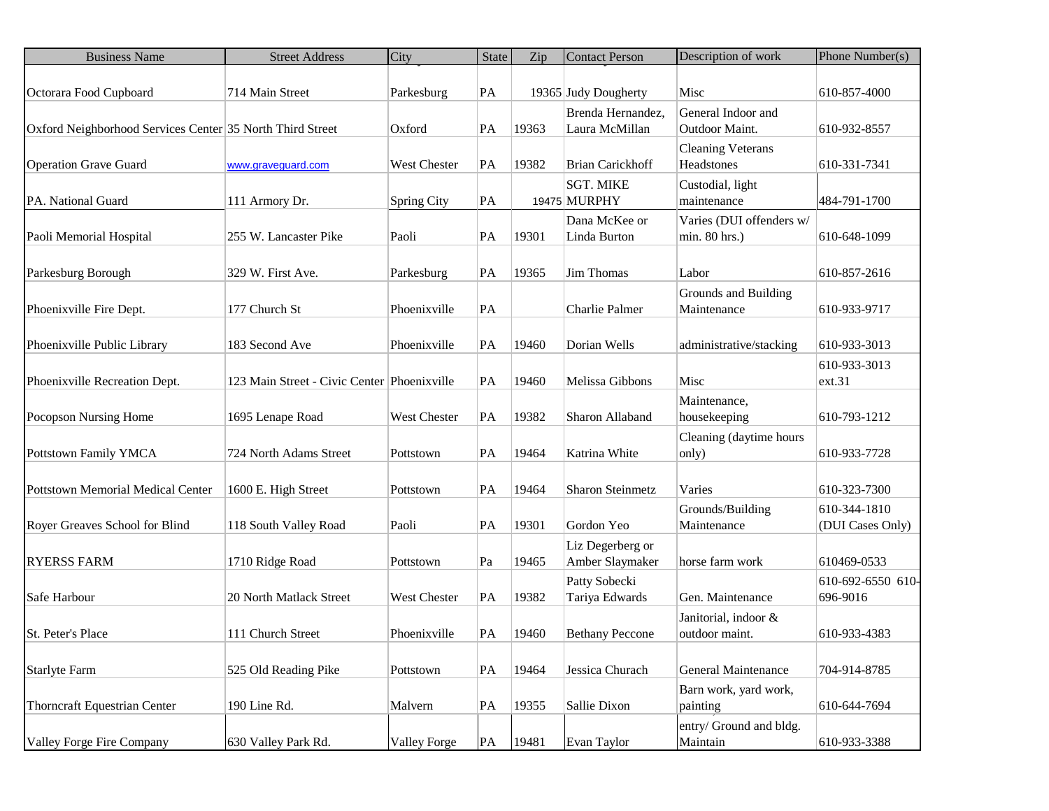| Business Name | Street Address | City | State | Zip | Contact Person | Description of work | Phone Number(s) |
|---|---|---|---|---|---|---|---|
| Octorara Food Cupboard | 714 Main Street | Parkesburg | PA | 19365 | Judy Dougherty | Misc | 610-857-4000 |
| Oxford Neighborhood Services Center | 35 North Third Street | Oxford | PA | 19363 | Brenda Hernandez, Laura McMillan | General Indoor and Outdoor Maint. | 610-932-8557 |
| Operation Grave Guard | www.graveguard.com | West Chester | PA | 19382 | Brian Carickhoff | Cleaning Veterans Headstones | 610-331-7341 |
| PA. National Guard | 111 Armory Dr. | Spring City | PA | 19475 | SGT. MIKE MURPHY | Custodial, light maintenance | 484-791-1700 |
| Paoli Memorial Hospital | 255 W. Lancaster Pike | Paoli | PA | 19301 | Dana McKee or Linda Burton | Varies (DUI offenders w/ min. 80 hrs.) | 610-648-1099 |
| Parkesburg Borough | 329 W. First Ave. | Parkesburg | PA | 19365 | Jim Thomas | Labor | 610-857-2616 |
| Phoenixville Fire Dept. | 177 Church St | Phoenixville | PA | | Charlie Palmer | Grounds and Building Maintenance | 610-933-9717 |
| Phoenixville Public Library | 183 Second Ave | Phoenixville | PA | 19460 | Dorian Wells | administrative/stacking | 610-933-3013 |
| Phoenixville Recreation Dept. | 123 Main Street - Civic Center | Phoenixville | PA | 19460 | Melissa Gibbons | Misc | 610-933-3013 ext.31 |
| Pocopson Nursing Home | 1695 Lenape Road | West Chester | PA | 19382 | Sharon Allaband | Maintenance, housekeeping | 610-793-1212 |
| Pottstown Family YMCA | 724 North Adams Street | Pottstown | PA | 19464 | Katrina White | Cleaning (daytime hours only) | 610-933-7728 |
| Pottstown Memorial Medical Center | 1600 E. High Street | Pottstown | PA | 19464 | Sharon Steinmetz | Varies | 610-323-7300 |
| Royer Greaves School for Blind | 118 South Valley Road | Paoli | PA | 19301 | Gordon Yeo | Grounds/Building Maintenance | 610-344-1810 (DUI Cases Only) |
| RYERSS FARM | 1710 Ridge Road | Pottstown | Pa | 19465 | Liz Degerberg or Amber Slaymaker | horse farm work | 610469-0533 |
| Safe Harbour | 20 North Matlack Street | West Chester | PA | 19382 | Patty Sobecki Tariya Edwards | Gen. Maintenance | 610-692-6550 610-696-9016 |
| St. Peter's Place | 111 Church Street | Phoenixville | PA | 19460 | Bethany Peccone | Janitorial, indoor & outdoor maint. | 610-933-4383 |
| Starlyte Farm | 525 Old Reading Pike | Pottstown | PA | 19464 | Jessica Churach | General Maintenance | 704-914-8785 |
| Thorncraft Equestrian Center | 190 Line Rd. | Malvern | PA | 19355 | Sallie Dixon | Barn work, yard work, painting | 610-644-7694 |
| Valley Forge Fire Company | 630 Valley Park Rd. | Valley Forge | PA | 19481 | Evan Taylor | entry/ Ground and bldg. Maintain | 610-933-3388 |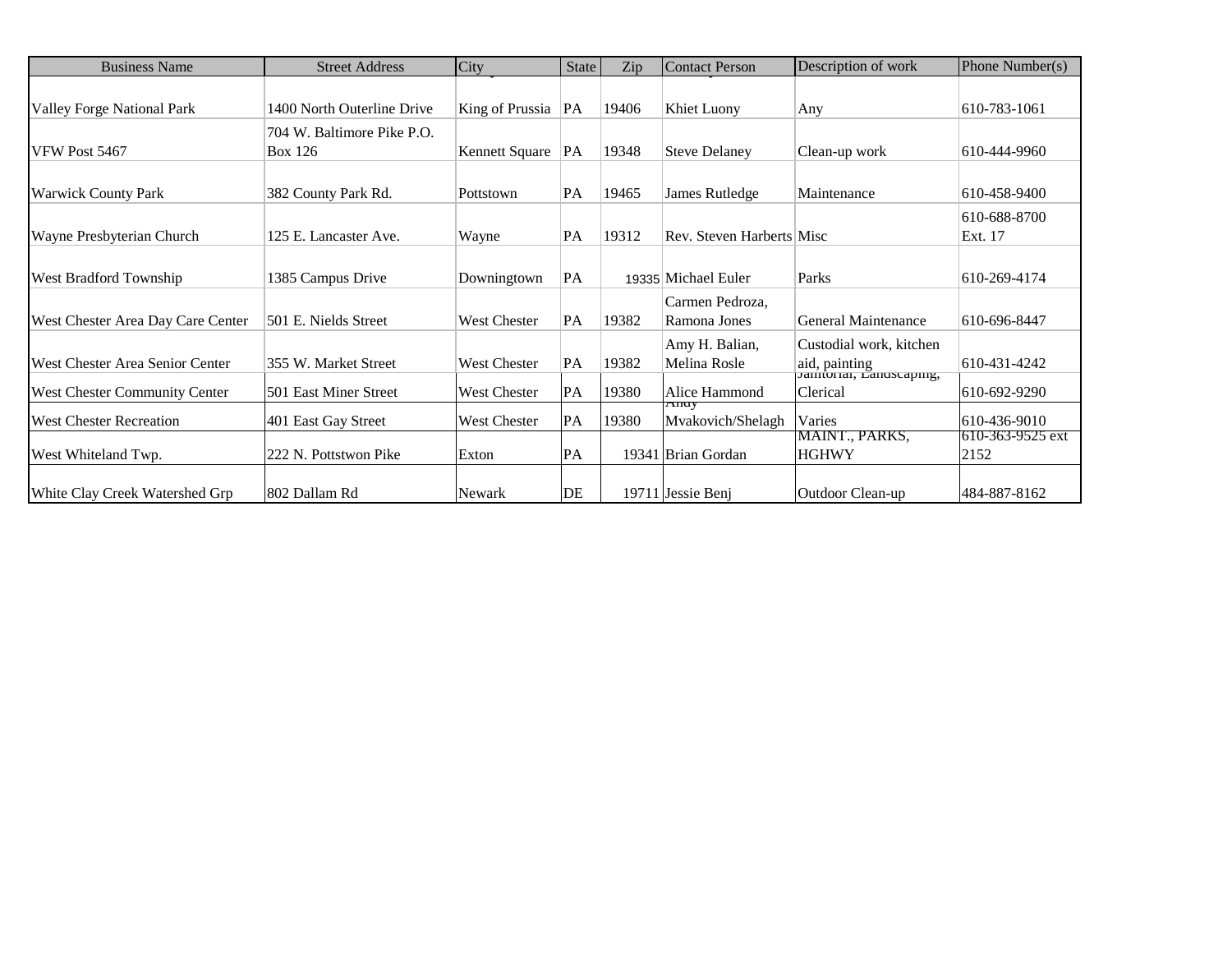| Business Name | Street Address | City | State | Zip | Contact Person | Description of work | Phone Number(s) |
|---|---|---|---|---|---|---|---|
| Valley Forge National Park | 1400 North Outerline Drive | King of Prussia | PA | 19406 | Khiet Luony | Any | 610-783-1061 |
| VFW Post 5467 | 704 W. Baltimore Pike P.O. Box 126 | Kennett Square | PA | 19348 | Steve Delaney | Clean-up work | 610-444-9960 |
| Warwick County Park | 382 County Park Rd. | Pottstown | PA | 19465 | James Rutledge | Maintenance | 610-458-9400 |
| Wayne Presbyterian Church | 125 E. Lancaster Ave. | Wayne | PA | 19312 | Rev. Steven Harberts | Misc | 610-688-8700 Ext. 17 |
| West Bradford Township | 1385 Campus Drive | Downingtown | PA | 19335 | Michael Euler | Parks | 610-269-4174 |
| West Chester Area Day Care Center | 501 E. Nields Street | West Chester | PA | 19382 | Carmen Pedroza, Ramona Jones | General Maintenance | 610-696-8447 |
| West Chester Area Senior Center | 355 W. Market Street | West Chester | PA | 19382 | Amy H. Balian, Melina Rosle | Custodial work, kitchen aid, painting | 610-431-4242 |
| West Chester Community Center | 501 East Miner Street | West Chester | PA | 19380 | Alice Hammond | Janitorial, Landscaping, Clerical | 610-692-9290 |
| West Chester Recreation | 401 East Gay Street | West Chester | PA | 19380 | Andy Mvakovich/Shelagh | Varies | 610-436-9010 |
| West Whiteland Twp. | 222 N. Pottstwon Pike | Exton | PA | 19341 | Brian Gordan | MAINT., PARKS, HGHWY | 610-363-9525 ext 2152 |
| White Clay Creek Watershed Grp | 802 Dallam Rd | Newark | DE | 19711 | Jessie Benj | Outdoor Clean-up | 484-887-8162 |